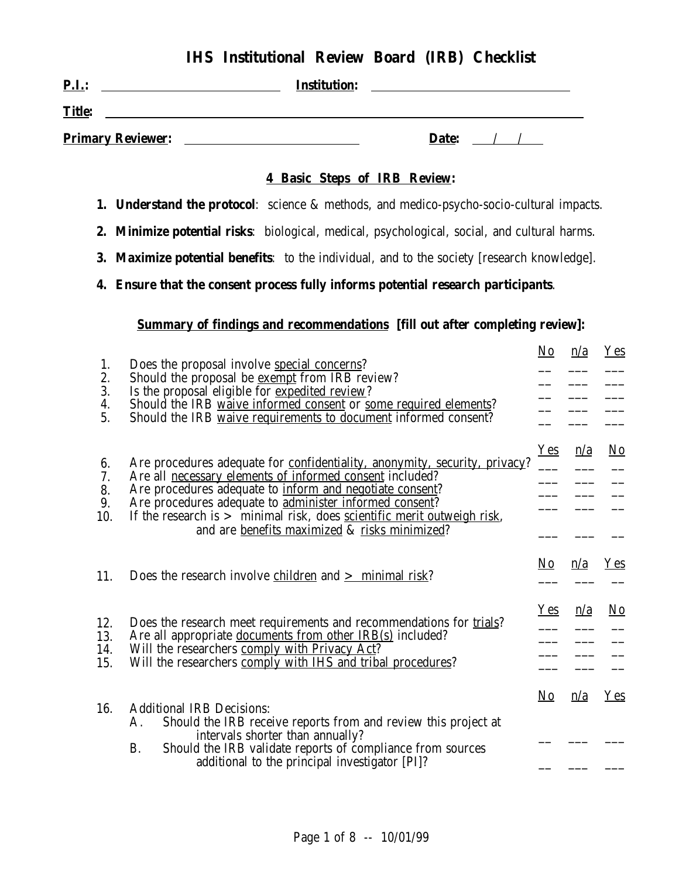# IHS Institutional Review Board (IRB) Checklist

**P.I.:** ____________________ **Institution:** ____________________

**Title:** ____________________

**Primary Reviewer:** ____________________ **Date:** ___/___/___

## 4 Basic Steps of IRB Review:

1. **Understand the protocol**: science & methods, and medico-psycho-socio-cultural impacts.
2. **Minimize potential risks**: biological, medical, psychological, social, and cultural harms.
3. **Maximize potential benefits**: to the individual, and to the society [research knowledge].
4. **Ensure that the consent process fully informs potential research participants**.

### Summary of findings and recommendations [fill out after completing review]:

| | | No | n/a | Yes |
|---|---|---|---|---|
| 1. | Does the proposal involve special concerns? | __ | ___ | ___ |
| 2. | Should the proposal be exempt from IRB review? | __ | ___ | ___ |
| 3. | Is the proposal eligible for expedited review? | __ | ___ | ___ |
| 4. | Should the IRB waive informed consent or some required elements? | __ | ___ | ___ |
| 5. | Should the IRB waive requirements to document informed consent? | __ | ___ | ___ |

| | | Yes | n/a | No |
|---|---|---|---|---|
| 6. | Are procedures adequate for confidentiality, anonymity, security, privacy? | ___ | ___ | __ |
| 7. | Are all necessary elements of informed consent included? | ___ | ___ | __ |
| 8. | Are procedures adequate to inform and negotiate consent? | ___ | ___ | __ |
| 9. | Are procedures adequate to administer informed consent? | ___ | ___ | __ |
| 10. | If the research is > minimal risk, does scientific merit outweigh risk, and are benefits maximized & risks minimized? | ___ | ___ | __ |

| | | No | n/a | Yes |
|---|---|---|---|---|
| 11. | Does the research involve children and > minimal risk? | ___ | ___ | __ |

| | | Yes | n/a | No |
|---|---|---|---|---|
| 12. | Does the research meet requirements and recommendations for trials? | ___ | ___ | __ |
| 13. | Are all appropriate documents from other IRB(s) included? | ___ | ___ | __ |
| 14. | Will the researchers comply with Privacy Act? | ___ | ___ | __ |
| 15. | Will the researchers comply with IHS and tribal procedures? | ___ | ___ | __ |

| | | No | n/a | Yes |
|---|---|---|---|---|
| 16. | Additional IRB Decisions: | | | |
| | A. Should the IRB receive reports from and review this project at intervals shorter than annually? | __ | ___ | ___ |
| | B. Should the IRB validate reports of compliance from sources additional to the principal investigator [PI]? | __ | ___ | ___ |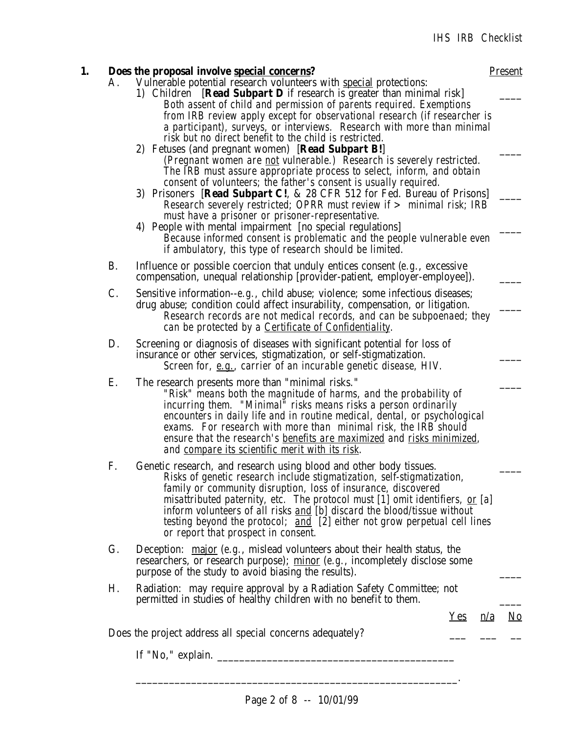**1. Does the proposal involve special concerns?** Present

A. Vulnerable potential research volunteers with special protections:

1) Children [**Read Subpart D** if research is greater than minimal risk] \_\_\_\_
   *Both assent of child and permission of parents required. Exemptions from IRB review apply except for observational research (if researcher is a participant), surveys, or interviews. Research with more than minimal risk but no direct benefit to the child is restricted.*

2) Fetuses (and pregnant women) [**Read Subpart B!**] \_\_\_\_
   *(Pregnant women are not vulnerable.) Research is severely restricted. The IRB must assure appropriate process to select, inform, and obtain consent of volunteers; the father's consent is usually required.*

3) Prisoners [**Read Subpart C!**, & 28 CFR 512 for Fed. Bureau of Prisons] \_\_\_\_
   *Research severely restricted; OPRR must review if > minimal risk; IRB must have a prisoner or prisoner-representative.*

4) People with mental impairment [no special regulations] \_\_\_\_
   *Because informed consent is problematic and the people vulnerable even if ambulatory, this type of research should be limited.*

B. Influence or possible coercion that unduly entices consent (e.g., excessive compensation, unequal relationship [provider-patient, employer-employee]). \_\_\_\_

C. Sensitive information--e.g., child abuse; violence; some infectious diseases; drug abuse; condition could affect insurability, compensation, or litigation. \_\_\_\_
   *Research records are not medical records, and can be subpoenaed; they can be protected by a Certificate of Confidentiality.*

D. Screening or diagnosis of diseases with significant potential for loss of insurance or other services, stigmatization, or self-stigmatization. \_\_\_\_
   *Screen for, e.g., carrier of an incurable genetic disease, HIV.*

E. The research presents more than "minimal risks." \_\_\_\_
   *"Risk" means both the magnitude of harms, and the probability of incurring them. "Minimal" risks means risks a person ordinarily encounters in daily life and in routine medical, dental, or psychological exams. For research with more than minimal risk, the IRB should ensure that the research's benefits are maximized and risks minimized, and compare its scientific merit with its risk.*

F. Genetic research, and research using blood and other body tissues. \_\_\_\_
   *Risks of genetic research include stigmatization, self-stigmatization, family or community disruption, loss of insurance, discovered misattributed paternity, etc. The protocol must [1] omit identifiers, or [a] inform volunteers of all risks and [b] discard the blood/tissue without testing beyond the protocol; and [2] either not grow perpetual cell lines or report that prospect in consent.*

G. Deception: major (e.g., mislead volunteers about their health status, the researchers, or research purpose); minor (e.g., incompletely disclose some purpose of the study to avoid biasing the results). \_\_\_\_

H. Radiation: may require approval by a Radiation Safety Committee; not permitted in studies of healthy children with no benefit to them. \_\_\_\_

| | Yes | n/a | No |
|---|---|---|---|
| Does the project address all special concerns adequately? | \_\_\_ | \_\_\_ | \_\_ |

If "No," explain. \_\_\_\_\_\_\_\_\_\_\_\_\_\_\_\_\_\_\_\_\_\_\_\_\_\_\_\_\_\_\_\_\_\_\_\_\_\_\_\_\_\_\_\_

\_\_\_\_\_\_\_\_\_\_\_\_\_\_\_\_\_\_\_\_\_\_\_\_\_\_\_\_\_\_\_\_\_\_\_\_\_\_\_\_\_\_\_\_\_\_\_\_\_\_\_\_\_\_\_\_\_\_\_\_.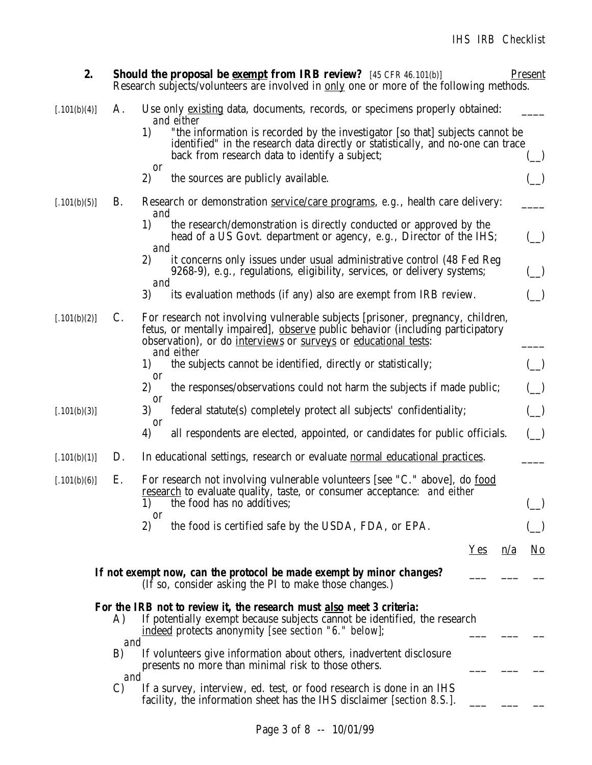**2. Should the proposal be <u>exempt</u> from IRB review?** [45 CFR 46.101(b)] <u>Present</u>

Research subjects/volunteers are involved in <u>only</u> one or more of the following methods.

[.101(b)(4)] A. Use only <u>existing</u> data, documents, records, or specimens properly obtained: ____
*and either*
1) "the information is recorded by the investigator [so that] subjects cannot be identified" in the research data directly or statistically, and no-one can trace back from research data to identify a subject; (__)
*or*
2) the sources are publicly available. (__)

[.101(b)(5)] B. Research or demonstration <u>service/care programs</u>, *e.g.*, health care delivery: ____
*and*
1) the research/demonstration is directly conducted or approved by the head of a US Govt. department or agency, *e.g.*, Director of the IHS; (__)
*and*
2) it concerns only issues under usual administrative control (48 Fed Reg 9268-9), *e.g.*, regulations, eligibility, services, or delivery systems; (__)
*and*
3) its evaluation methods (if any) also are exempt from IRB review. (__)

[.101(b)(2)] C. For research not involving vulnerable subjects [prisoner, pregnancy, children, fetus, or mentally impaired], <u>observe</u> public behavior (including participatory observation), or do <u>interviews</u> or <u>surveys</u> or <u>educational tests</u>: ____
*and either*
1) the subjects cannot be identified, directly or statistically; (__)
*or*
2) the responses/observations could not harm the subjects if made public; (__)
*or*

[.101(b)(3)] 3) federal statute(s) completely protect all subjects' confidentiality; (__)
*or*
4) all respondents are elected, appointed, or candidates for public officials. (__)

[.101(b)(1)] D. In educational settings, research or evaluate <u>normal educational practices</u>. ____

[.101(b)(6)] E. For research not involving vulnerable volunteers [see "C." above], do <u>food research</u> to evaluate quality, taste, or consumer acceptance: *and either*
1) the food has no additives; (__)
*or*
2) the food is certified safe by the USDA, FDA, or EPA. (__)

| | <u>Yes</u> | <u>n/a</u> | <u>No</u> |
|---|---|---|---|
| ***If not exempt now, can the protocol be made exempt by minor changes?*** (If so, consider asking the PI to make those changes.) | ___ | ___ | __ |
| ***For the IRB not to review it, the research must <u>also</u> meet 3 criteria:*** | | | |
| A) If potentially exempt because subjects cannot be identified, the research <u>indeed</u> protects anonymity [*see section "6." below*]; *and* | ___ | ___ | __ |
| B) If volunteers give information about others, inadvertent disclosure presents no more than minimal risk to those others. *and* | ___ | ___ | __ |
| C) If a survey, interview, ed. test, or food research is done in an IHS facility, the information sheet has the IHS disclaimer [*section 8.S.*]. | ___ | ___ | __ |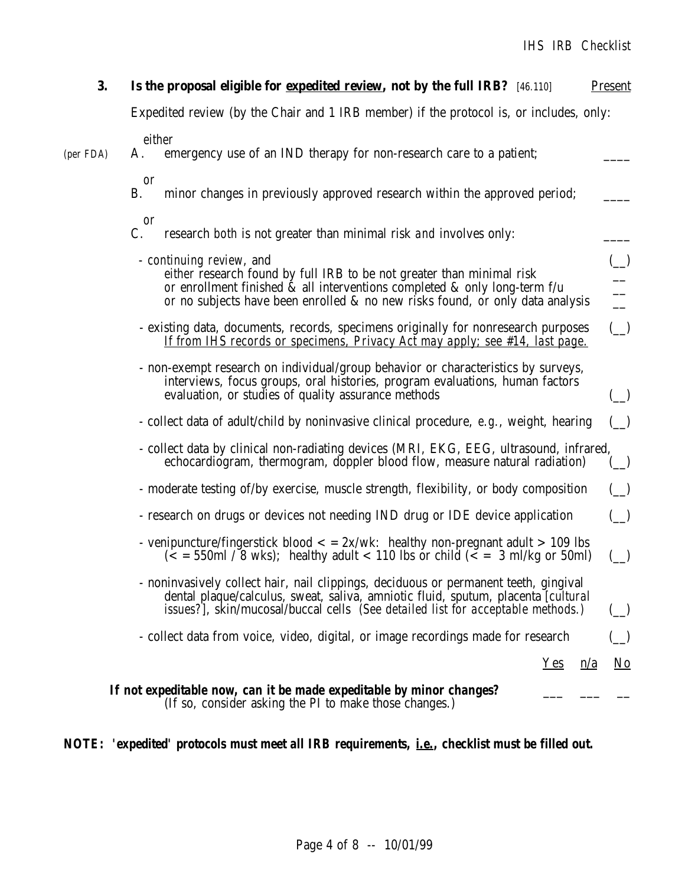**3. Is the proposal eligible for <u>expedited review</u>, not by the full IRB?** [46.110] <u>Present</u>

Expedited review (by the Chair and 1 IRB member) if the protocol is, or includes, only:

*either*

*(per FDA)* A. emergency use of an IND therapy for non-research care to a patient; ____

*or*

B. minor changes in previously approved research within the approved period; ____

*or*

C. research *both* is not greater than minimal risk *and* involves only: ____

- *continuing review*, and (__)
  - *either* research found by full IRB to be not greater than minimal risk __
  - *or* enrollment finished & all interventions completed & only long-term f/u __
  - *or* no subjects have been enrolled & no new risks found, *or* only data analysis __
- existing data, documents, records, specimens originally for nonresearch purposes (__)
  *<u>If from IHS records or specimens, Privacy Act may apply; see #14, last page.</u>*
- non-exempt research on individual/group behavior or characteristics by surveys, interviews, focus groups, oral histories, program evaluations, human factors evaluation, or studies of quality assurance methods (__)
- collect data of adult/child by noninvasive clinical procedure, *e.g.*, weight, hearing (__)
- collect data by clinical non-radiating devices (MRI, EKG, EEG, ultrasound, infrared, echocardiogram, thermogram, doppler blood flow, measure natural radiation) (__)
- moderate testing of/by exercise, muscle strength, flexibility, or body composition (__)
- research on drugs or devices not needing IND drug or IDE device application (__)
- venipuncture/fingerstick blood < = 2x/wk: healthy non-pregnant adult > 109 lbs (< = 550ml / 8 wks); healthy adult < 110 lbs or child (< = 3 ml/kg or 50ml) (__)
- noninvasively collect hair, nail clippings, deciduous or permanent teeth, gingival dental plaque/calculus, sweat, saliva, amniotic fluid, sputum, placenta [*cultural issues?*], skin/mucosal/buccal cells *(See detailed list for acceptable methods.)* (__)
- collect data from voice, video, digital, or image recordings made for research (__)

| | <u>Yes</u> | <u>n/a</u> | <u>No</u> |
|---|---|---|---|
| ***If not expeditable now, can it be made expeditable by minor changes?*** (If so, consider asking the PI to make those changes.) | ___ | ___ | __ |

***NOTE: 'expedited' protocols must meet all IRB requirements, <u>i.e.</u>, checklist must be filled out.***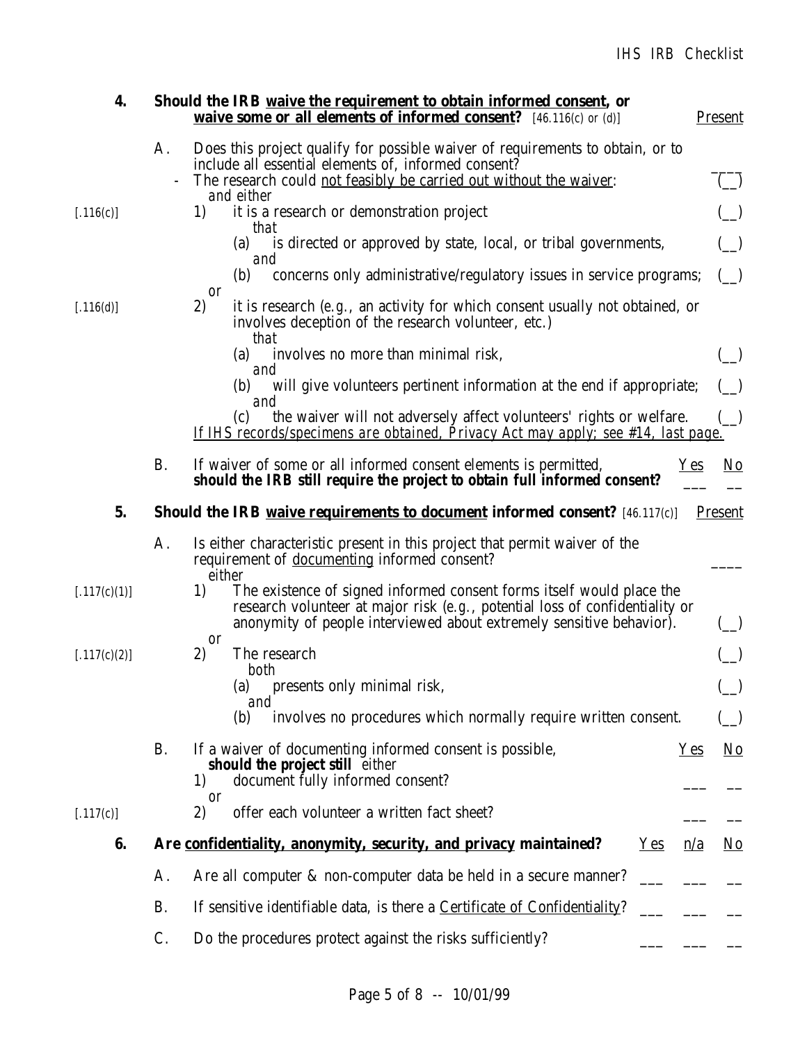**4. Should the IRB <u>waive the requirement to obtain informed consent</u>, or <u>waive some or all elements of informed consent</u>?** [46.116(c) or (d)] — <u>Present</u>

A. Does this project qualify for possible waiver of requirements to obtain, or to include all essential elements of, informed consent? ____

- The research could <u>not feasibly be carried out without the waiver</u>: (__)

  *and either*

[.116(c)] 1) it is a research or demonstration project (__)

  *that*

  (a) is directed or approved by state, local, or tribal governments, (__)

  *and*

  (b) concerns only administrative/regulatory issues in service programs; (__)

  *or*

[.116(d)] 2) it is research (e.g., an activity for which consent usually not obtained, or involves deception of the research volunteer, etc.)

  *that*

  (a) involves no more than minimal risk, (__)

  *and*

  (b) will give volunteers pertinent information at the end if appropriate; (__)

  *and*

  (c) the waiver will not adversely affect volunteers' rights or welfare. (__)

  <u>*If IHS records/specimens are obtained, Privacy Act may apply; see #14, last page.*</u>

B. If waiver of some or all informed consent elements is permitted, **should the IRB still require the project to obtain full informed consent?** <u>Yes</u> ___ <u>No</u> __

**5. Should the IRB <u>waive requirements to document</u> informed consent?** [46.117(c)] — <u>Present</u>

A. Is either characteristic present in this project that permit waiver of the requirement of <u>documenting</u> informed consent? ____

  *either*

[.117(c)(1)] 1) The existence of signed informed consent forms itself would place the research volunteer at major risk (e.g., potential loss of confidentiality or anonymity of people interviewed about extremely sensitive behavior). (__)

  *or*

[.117(c)(2)] 2) The research (__)

  *both*

  (a) presents only minimal risk, (__)

  *and*

  (b) involves no procedures which normally require written consent. (__)

B. If a waiver of documenting informed consent is possible, **should the project still** *either*

| | Yes | No |
|---|---|---|
| 1) document fully informed consent? | ___ | __ |
| *or* | | |
| [.117(c)] 2) offer each volunteer a written fact sheet? | ___ | __ |

**6. Are <u>confidentiality, anonymity, security, and privacy</u> maintained?**

| | Yes | n/a | No |
|---|---|---|---|
| A. Are all computer & non-computer data be held in a secure manner? | ___ | ___ | __ |
| B. If sensitive identifiable data, is there a <u>Certificate of Confidentiality</u>? | ___ | ___ | __ |
| C. Do the procedures protect against the risks sufficiently? | ___ | ___ | __ |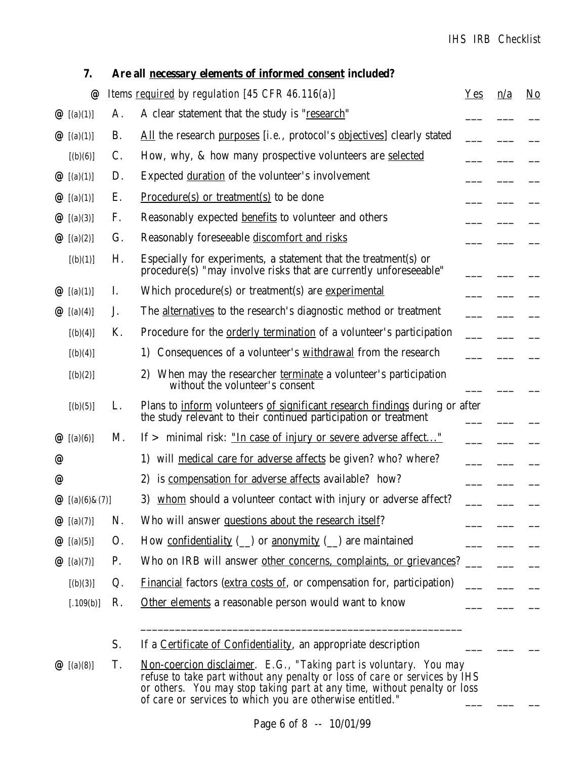## 7. Are all necessary elements of informed consent included?

| @ | | Items required by regulation [45 CFR 46.116(a)] | Yes | n/a | No |
|---|---|---|---|---|---|
| @ [(a)(1)] | A. | A clear statement that the study is "research" | ___ | ___ | __ |
| @ [(a)(1)] | B. | All the research purposes [i.e., protocol's objectives] clearly stated | ___ | ___ | __ |
| [(b)(6)] | C. | How, why, & how many prospective volunteers are selected | ___ | ___ | __ |
| @ [(a)(1)] | D. | Expected duration of the volunteer's involvement | ___ | ___ | __ |
| @ [(a)(1)] | E. | Procedure(s) or treatment(s) to be done | ___ | ___ | __ |
| @ [(a)(3)] | F. | Reasonably expected benefits to volunteer and others | ___ | ___ | __ |
| @ [(a)(2)] | G. | Reasonably foreseeable discomfort and risks | ___ | ___ | __ |
| [(b)(1)] | H. | Especially for experiments, a statement that the treatment(s) or procedure(s) "may involve risks that are currently unforeseeable" | ___ | ___ | __ |
| @ [(a)(1)] | I. | Which procedure(s) or treatment(s) are experimental | ___ | ___ | __ |
| @ [(a)(4)] | J. | The alternatives to the research's diagnostic method or treatment | ___ | ___ | __ |
| [(b)(4)] | K. | Procedure for the orderly termination of a volunteer's participation | ___ | ___ | __ |
| [(b)(4)] | | 1) Consequences of a volunteer's withdrawal from the research | ___ | ___ | __ |
| [(b)(2)] | | 2) When may the researcher terminate a volunteer's participation without the volunteer's consent | ___ | ___ | __ |
| [(b)(5)] | L. | Plans to inform volunteers of significant research findings during or after the study relevant to their continued participation or treatment | ___ | ___ | __ |
| @ [(a)(6)] | M. | If > minimal risk: "In case of injury or severe adverse affect..." | ___ | ___ | __ |
| @ | | 1) will medical care for adverse affects be given? who? where? | ___ | ___ | __ |
| @ | | 2) is compensation for adverse affects available? how? | ___ | ___ | __ |
| @ [(a)(6)&(7)] | | 3) whom should a volunteer contact with injury or adverse affect? | ___ | ___ | __ |
| @ [(a)(7)] | N. | Who will answer questions about the research itself? | ___ | ___ | __ |
| @ [(a)(5)] | O. | How confidentiality (__) or anonymity (__) are maintained | ___ | ___ | __ |
| @ [(a)(7)] | P. | Who on IRB will answer other concerns, complaints, or grievances? | ___ | ___ | __ |
| [(b)(3)] | Q. | Financial factors (extra costs of, or compensation for, participation) | ___ | ___ | __ |
| [.109(b)] | R. | Other elements a reasonable person would want to know<br>_______________________________________________________ | ___ | ___ | __ |
| | S. | If a Certificate of Confidentiality, an appropriate description | ___ | ___ | __ |
| @ [(a)(8)] | T. | Non-coercion disclaimer. E.G., *"Taking part is voluntary. You may refuse to take part without any penalty or loss of care or services by IHS or others. You may stop taking part at any time, without penalty or loss of care or services to which you are otherwise entitled."* | ___ | ___ | __ |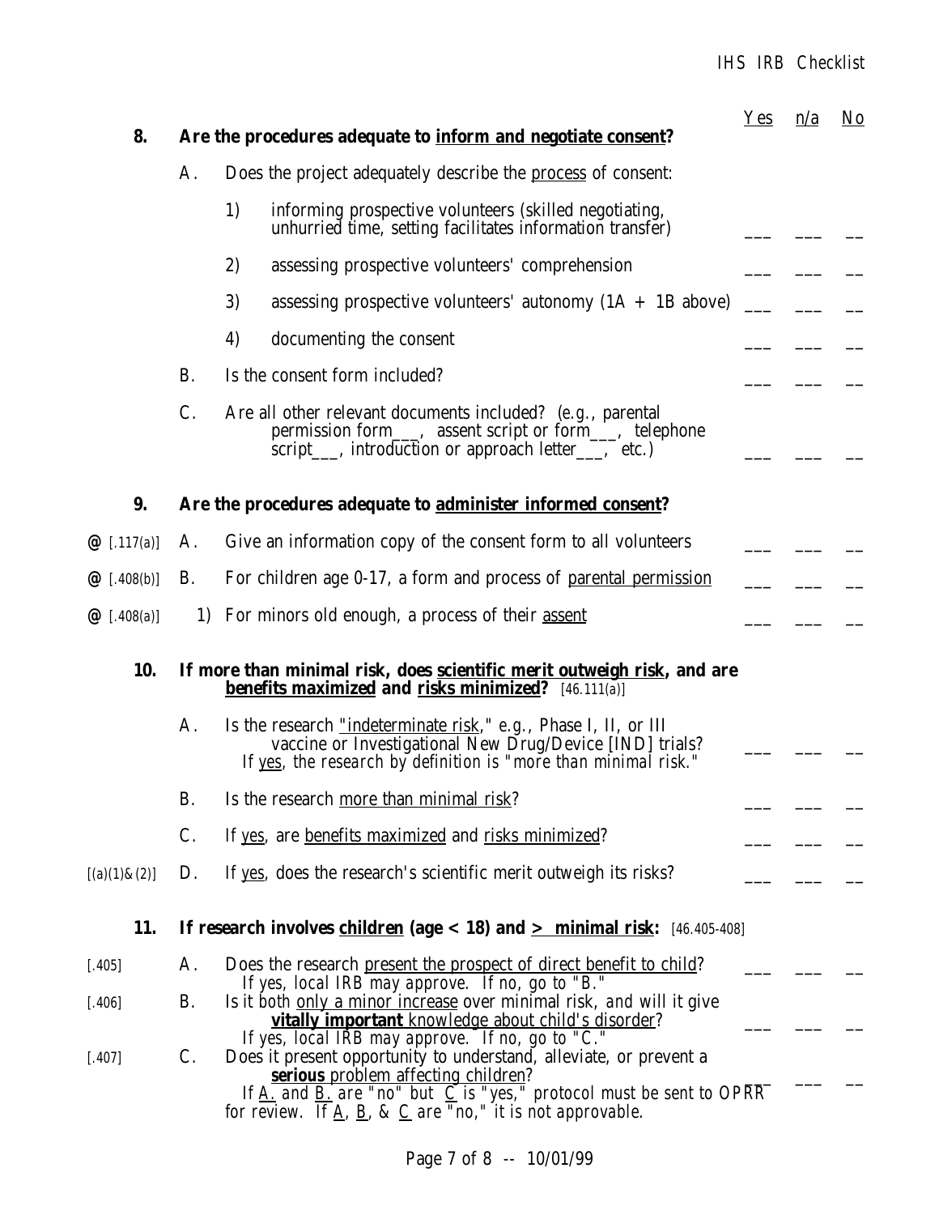| | | | Yes | n/a | No |
|---|---|---|---|---|---|
| **8.** | | **Are the procedures adequate to <u>inform and negotiate consent</u>?** | | | |
| | A. | Does the project adequately describe the <u>process</u> of consent: | | | |
| | | 1) informing prospective volunteers (skilled negotiating, unhurried time, setting facilitates information transfer) | ___ | ___ | __ |
| | | 2) assessing prospective volunteers' comprehension | ___ | ___ | __ |
| | | 3) assessing prospective volunteers' autonomy (1A + 1B above) | ___ | ___ | __ |
| | | 4) documenting the consent | ___ | ___ | __ |
| | B. | Is the consent form included? | ___ | ___ | __ |
| | C. | Are all other relevant documents included? (e.g., parental permission form___, assent script or form___, telephone script___, introduction or approach letter___, etc.) | ___ | ___ | __ |
| **9.** | | **Are the procedures adequate to <u>administer informed consent</u>?** | | | |
| @ [.117(a)] | A. | Give an information copy of the consent form to all volunteers | ___ | ___ | __ |
| @ [.408(b)] | B. | For children age 0-17, a form and process of <u>parental permission</u> | ___ | ___ | __ |
| @ [.408(a)] | | 1) For minors old enough, a process of their <u>assent</u> | ___ | ___ | __ |
| **10.** | | **If more than minimal risk, does <u>scientific merit outweigh risk</u>, and are <u>benefits maximized</u> and <u>risks minimized</u>?** [46.111(a)] | | | |
| | A. | Is the research <u>"indeterminate risk,"</u> e.g., Phase I, II, or III vaccine or Investigational New Drug/Device [IND] trials? *If <u>yes</u>, the research by definition is "more than minimal risk."* | ___ | ___ | __ |
| | B. | Is the research <u>more than minimal risk</u>? | ___ | ___ | __ |
| | C. | If <u>yes</u>, are <u>benefits maximized</u> and <u>risks minimized</u>? | ___ | ___ | __ |
| [(a)(1)&(2)] | D. | If <u>yes</u>, does the research's scientific merit outweigh its risks? | ___ | ___ | __ |
| **11.** | | **If research involves <u>children</u> (age < 18) and <u>></u> <u>minimal risk</u>:** [46.405-408] | | | |
| [.405] | A. | Does the research <u>present the prospect of direct benefit to child</u>? *If yes, local IRB may approve. If no, go to "B."* | ___ | ___ | __ |
| [.406] | B. | Is it both <u>only a minor increase</u> over minimal risk, and will it give **<u>vitally important</u>** <u>knowledge about child's disorder</u>? *If yes, local IRB may approve. If no, go to "C."* | ___ | ___ | __ |
| [.407] | C. | Does it present opportunity to understand, alleviate, or prevent a **<u>serious</u>** <u>problem affecting children</u>? *If <u>A.</u> and <u>B.</u> are "no" but <u>C</u> is "yes," protocol must be sent to OPRR for review. If <u>A</u>, <u>B</u>, & <u>C</u> are "no," it is not approvable.* | ___ | ___ | __ |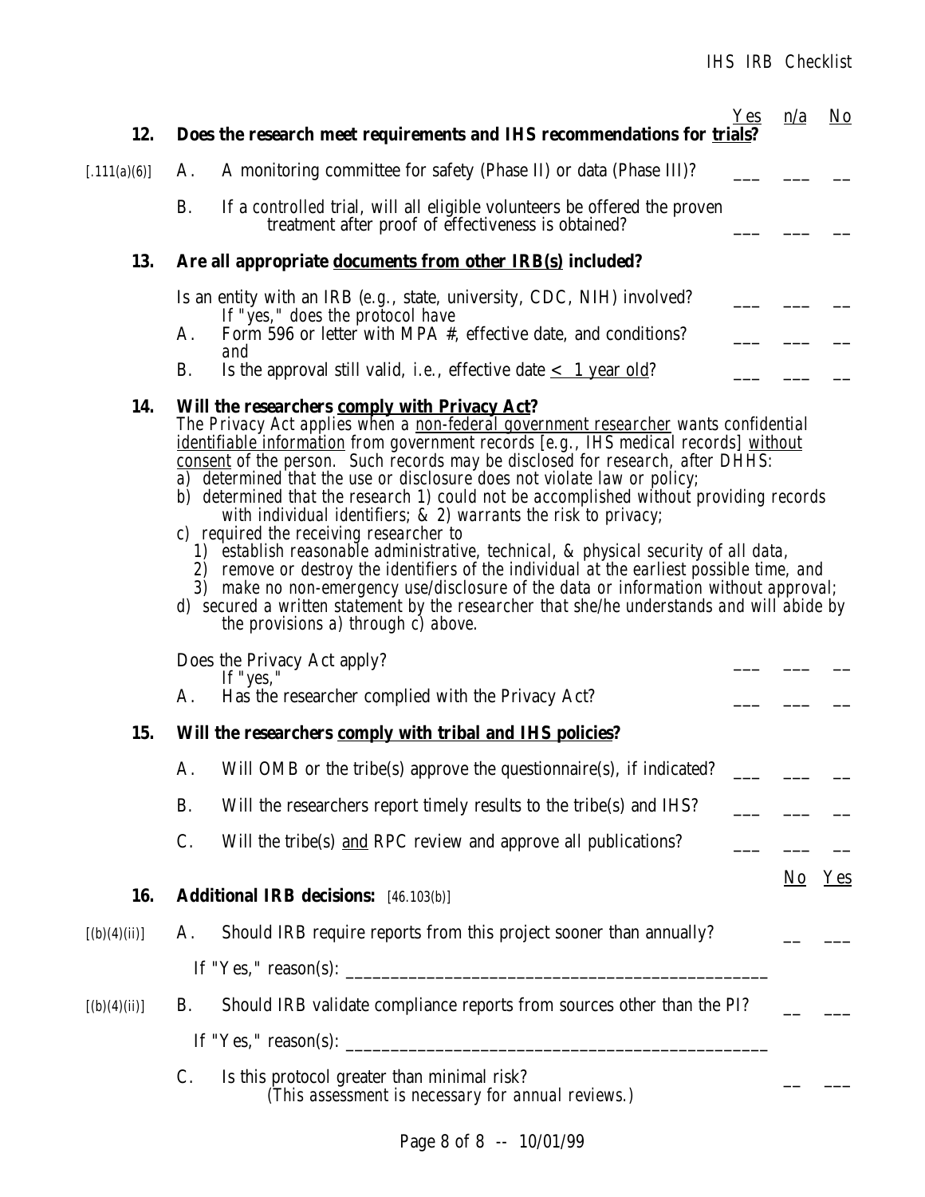| | | | Yes | n/a | No |
|---|---|---|---|---|---|
| **12.** | | **Does the research meet requirements and IHS recommendations for <u>trials</u>?** | | | |
| [.111(a)(6)] | A. | A monitoring committee for safety (Phase II) or data (Phase III)? | ___ | ___ | __ |
| | B. | If a controlled trial, will all eligible volunteers be offered the proven treatment after proof of effectiveness is obtained? | ___ | ___ | __ |
| **13.** | | ***Are all appropriate <u>documents from other IRB(s)</u> included?*** | | | |
| | | Is an entity with an IRB (e.g., state, university, CDC, NIH) involved? *If "yes," does the protocol have* | ___ | ___ | __ |
| | A. | Form 596 or letter with MPA #, effective date, and conditions? *and* | ___ | ___ | __ |
| | B. | Is the approval still valid, *i.e.*, effective date <u>< 1 year old</u>? | ___ | ___ | __ |

**14. Will the researchers <u>comply with Privacy Act</u>?**

*The Privacy Act applies when a <u>non-federal government researcher</u> wants confidential <u>identifiable information</u> from government records [e.g., IHS medical records] <u>without consent</u> of the person. Such records may be disclosed for research, after DHHS:*

*a) determined that the use or disclosure does not violate law or policy;*

*b) determined that the research 1) could not be accomplished without providing records with individual identifiers; & 2) warrants the risk to privacy;*

*c) required the receiving researcher to*

*1) establish reasonable administrative, technical, & physical security of all data,*

*2) remove or destroy the identifiers of the individual at the earliest possible time, and*

*3) make no non-emergency use/disclosure of the data or information without approval;*

*d) secured a written statement by the researcher that she/he understands and will abide by the provisions a) through c) above.*

| | | | Yes | n/a | No |
|---|---|---|---|---|---|
| | | Does the Privacy Act apply? *If "yes,"* | ___ | ___ | __ |
| | A. | Has the researcher complied with the Privacy Act? | ___ | ___ | __ |
| **15.** | | **Will the researchers <u>comply with tribal and IHS policies</u>?** | | | |
| | A. | Will OMB or the tribe(s) approve the questionnaire(s), if indicated? | ___ | ___ | __ |
| | B. | Will the researchers report timely results to the tribe(s) and IHS? | ___ | ___ | __ |
| | C. | Will the tribe(s) <u>and</u> RPC review and approve all publications? | ___ | ___ | __ |

| | | | No | Yes |
|---|---|---|---|---|
| **16.** | | **Additional IRB decisions:** [46.103(b)] | | |
| [(b)(4)(ii)] | A. | Should IRB require reports from this project sooner than annually? | __ | ___ |
| | | If "Yes," reason(s): _______________________________________________ | | |
| [(b)(4)(ii)] | B. | Should IRB validate compliance reports from sources other than the PI? | __ | ___ |
| | | If "Yes," reason(s): _______________________________________________ | | |
| | C. | Is this protocol greater than minimal risk? *(This assessment is necessary for annual reviews.)* | __ | ___ |